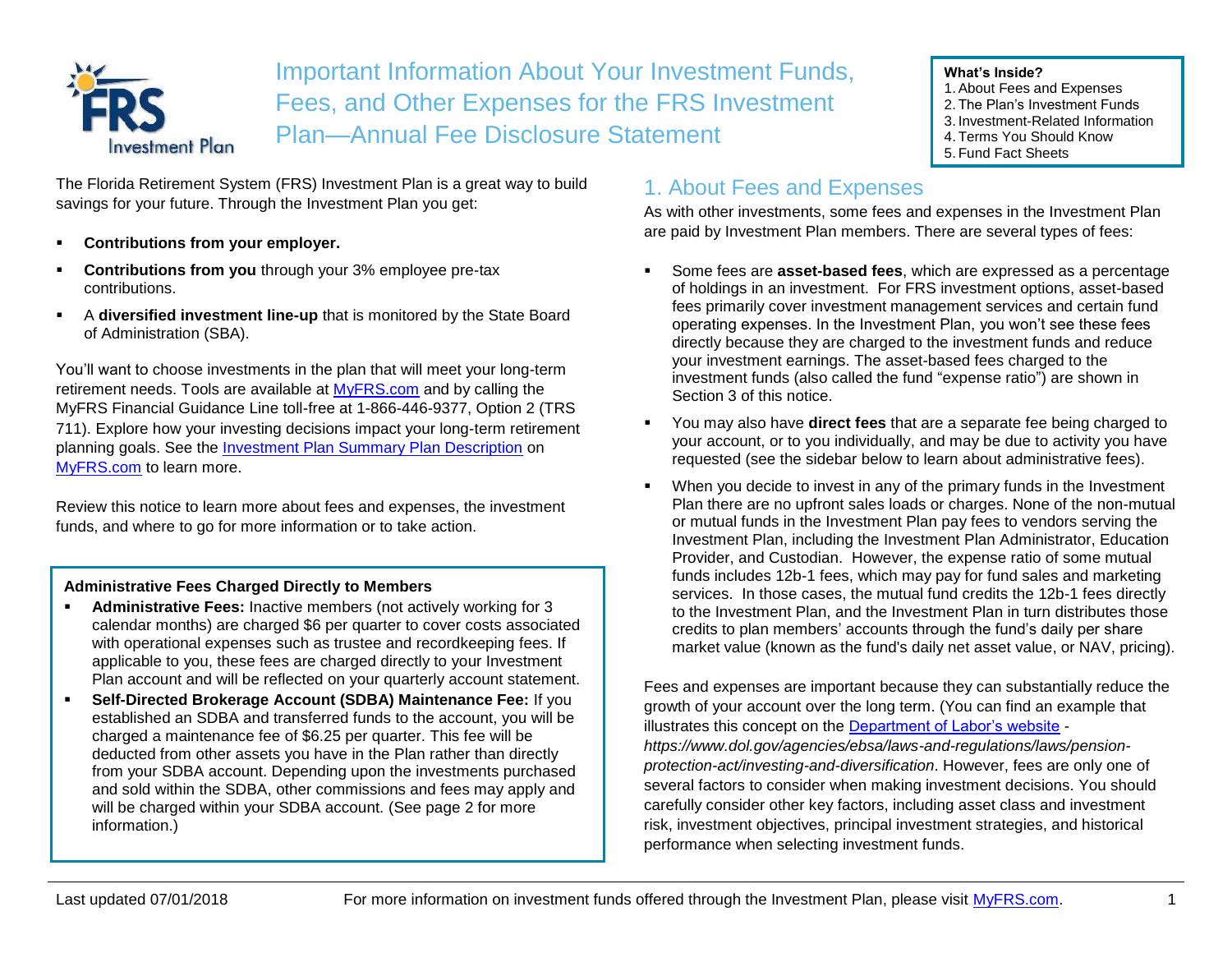# Important Information About Your Investment Funds, Fees, and Other Expenses for the FRS Investment Plan—Annual Fee Disclosure Statement

**What's Inside?**
1. About Fees and Expenses
2. The Plan's Investment Funds
3. Investment-Related Information
4. Terms You Should Know
5. Fund Fact Sheets

The Florida Retirement System (FRS) Investment Plan is a great way to build savings for your future. Through the Investment Plan you get:

- **Contributions from your employer.**
- **Contributions from you** through your 3% employee pre-tax contributions.
- A **diversified investment line-up** that is monitored by the State Board of Administration (SBA).

You'll want to choose investments in the plan that will meet your long-term retirement needs. Tools are available at MyFRS.com and by calling the MyFRS Financial Guidance Line toll-free at 1-866-446-9377, Option 2 (TRS 711). Explore how your investing decisions impact your long-term retirement planning goals. See the Investment Plan Summary Plan Description on MyFRS.com to learn more.

Review this notice to learn more about fees and expenses, the investment funds, and where to go for more information or to take action.

**Administrative Fees Charged Directly to Members**

- **Administrative Fees:** Inactive members (not actively working for 3 calendar months) are charged $6 per quarter to cover costs associated with operational expenses such as trustee and recordkeeping fees. If applicable to you, these fees are charged directly to your Investment Plan account and will be reflected on your quarterly account statement.
- **Self-Directed Brokerage Account (SDBA) Maintenance Fee:** If you established an SDBA and transferred funds to the account, you will be charged a maintenance fee of $6.25 per quarter. This fee will be deducted from other assets you have in the Plan rather than directly from your SDBA account. Depending upon the investments purchased and sold within the SDBA, other commissions and fees may apply and will be charged within your SDBA account. (See page 2 for more information.)

## 1. About Fees and Expenses

As with other investments, some fees and expenses in the Investment Plan are paid by Investment Plan members. There are several types of fees:

- Some fees are **asset-based fees**, which are expressed as a percentage of holdings in an investment. For FRS investment options, asset-based fees primarily cover investment management services and certain fund operating expenses. In the Investment Plan, you won't see these fees directly because they are charged to the investment funds and reduce your investment earnings. The asset-based fees charged to the investment funds (also called the fund "expense ratio") are shown in Section 3 of this notice.
- You may also have **direct fees** that are a separate fee being charged to your account, or to you individually, and may be due to activity you have requested (see the sidebar below to learn about administrative fees).
- When you decide to invest in any of the primary funds in the Investment Plan there are no upfront sales loads or charges. None of the non-mutual or mutual funds in the Investment Plan pay fees to vendors serving the Investment Plan, including the Investment Plan Administrator, Education Provider, and Custodian. However, the expense ratio of some mutual funds includes 12b-1 fees, which may pay for fund sales and marketing services. In those cases, the mutual fund credits the 12b-1 fees directly to the Investment Plan, and the Investment Plan in turn distributes those credits to plan members' accounts through the fund's daily per share market value (known as the fund's daily net asset value, or NAV, pricing).

Fees and expenses are important because they can substantially reduce the growth of your account over the long term. (You can find an example that illustrates this concept on the Department of Labor's website - *https://www.dol.gov/agencies/ebsa/laws-and-regulations/laws/pension-protection-act/investing-and-diversification*. However, fees are only one of several factors to consider when making investment decisions. You should carefully consider other key factors, including asset class and investment risk, investment objectives, principal investment strategies, and historical performance when selecting investment funds.

Last updated 07/01/2018

For more information on investment funds offered through the Investment Plan, please visit MyFRS.com.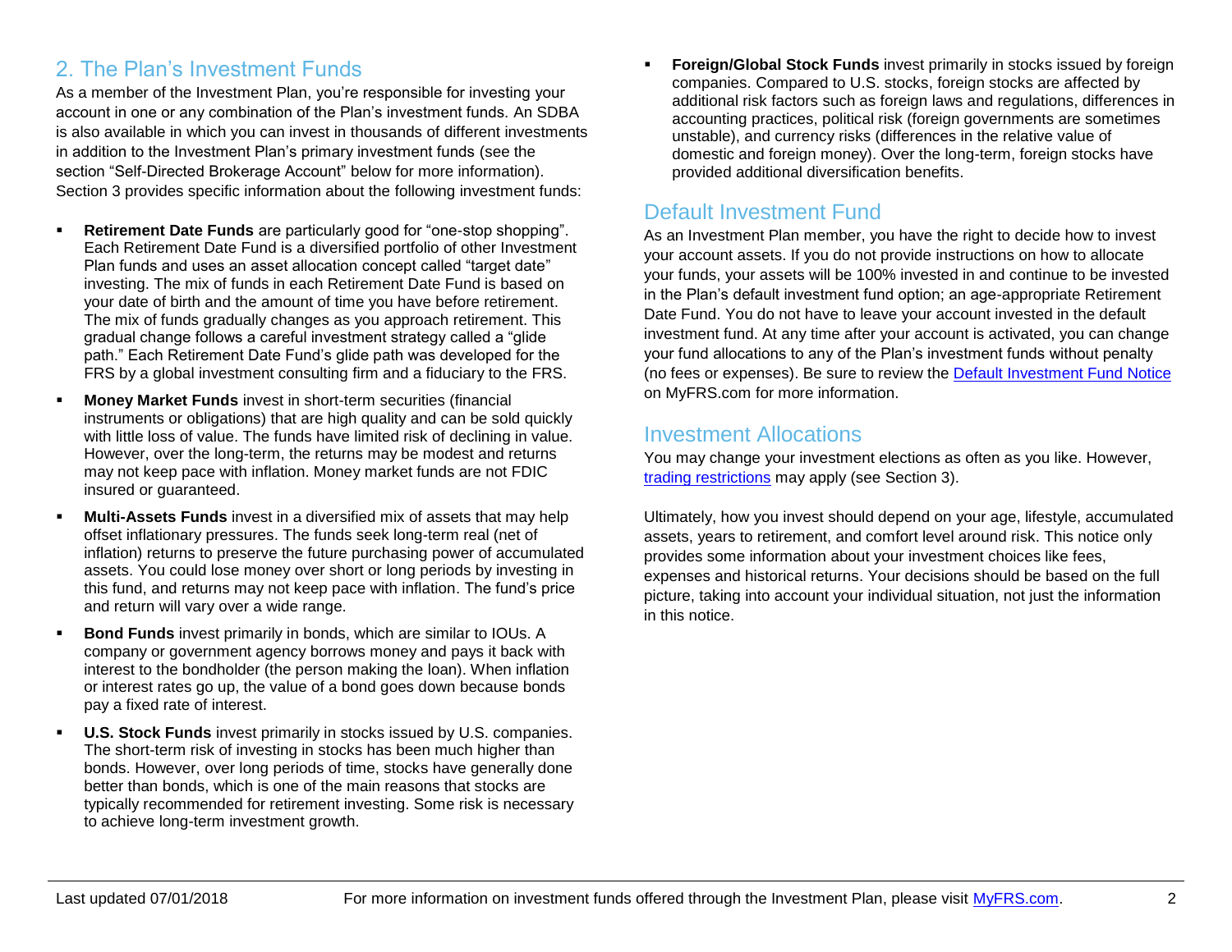## 2. The Plan's Investment Funds

As a member of the Investment Plan, you're responsible for investing your account in one or any combination of the Plan's investment funds. An SDBA is also available in which you can invest in thousands of different investments in addition to the Investment Plan's primary investment funds (see the section "Self-Directed Brokerage Account" below for more information). Section 3 provides specific information about the following investment funds:

- **Retirement Date Funds** are particularly good for "one-stop shopping". Each Retirement Date Fund is a diversified portfolio of other Investment Plan funds and uses an asset allocation concept called "target date" investing. The mix of funds in each Retirement Date Fund is based on your date of birth and the amount of time you have before retirement. The mix of funds gradually changes as you approach retirement. This gradual change follows a careful investment strategy called a "glide path." Each Retirement Date Fund's glide path was developed for the FRS by a global investment consulting firm and a fiduciary to the FRS.
- **Money Market Funds** invest in short-term securities (financial instruments or obligations) that are high quality and can be sold quickly with little loss of value. The funds have limited risk of declining in value. However, over the long-term, the returns may be modest and returns may not keep pace with inflation. Money market funds are not FDIC insured or guaranteed.
- **Multi-Assets Funds** invest in a diversified mix of assets that may help offset inflationary pressures. The funds seek long-term real (net of inflation) returns to preserve the future purchasing power of accumulated assets. You could lose money over short or long periods by investing in this fund, and returns may not keep pace with inflation. The fund's price and return will vary over a wide range.
- **Bond Funds** invest primarily in bonds, which are similar to IOUs. A company or government agency borrows money and pays it back with interest to the bondholder (the person making the loan). When inflation or interest rates go up, the value of a bond goes down because bonds pay a fixed rate of interest.
- **U.S. Stock Funds** invest primarily in stocks issued by U.S. companies. The short-term risk of investing in stocks has been much higher than bonds. However, over long periods of time, stocks have generally done better than bonds, which is one of the main reasons that stocks are typically recommended for retirement investing. Some risk is necessary to achieve long-term investment growth.
- **Foreign/Global Stock Funds** invest primarily in stocks issued by foreign companies. Compared to U.S. stocks, foreign stocks are affected by additional risk factors such as foreign laws and regulations, differences in accounting practices, political risk (foreign governments are sometimes unstable), and currency risks (differences in the relative value of domestic and foreign money). Over the long-term, foreign stocks have provided additional diversification benefits.

### Default Investment Fund

As an Investment Plan member, you have the right to decide how to invest your account assets. If you do not provide instructions on how to allocate your funds, your assets will be 100% invested in and continue to be invested in the Plan's default investment fund option; an age-appropriate Retirement Date Fund. You do not have to leave your account invested in the default investment fund. At any time after your account is activated, you can change your fund allocations to any of the Plan's investment funds without penalty (no fees or expenses). Be sure to review the Default Investment Fund Notice on MyFRS.com for more information.

### Investment Allocations

You may change your investment elections as often as you like. However, trading restrictions may apply (see Section 3).

Ultimately, how you invest should depend on your age, lifestyle, accumulated assets, years to retirement, and comfort level around risk. This notice only provides some information about your investment choices like fees, expenses and historical returns. Your decisions should be based on the full picture, taking into account your individual situation, not just the information in this notice.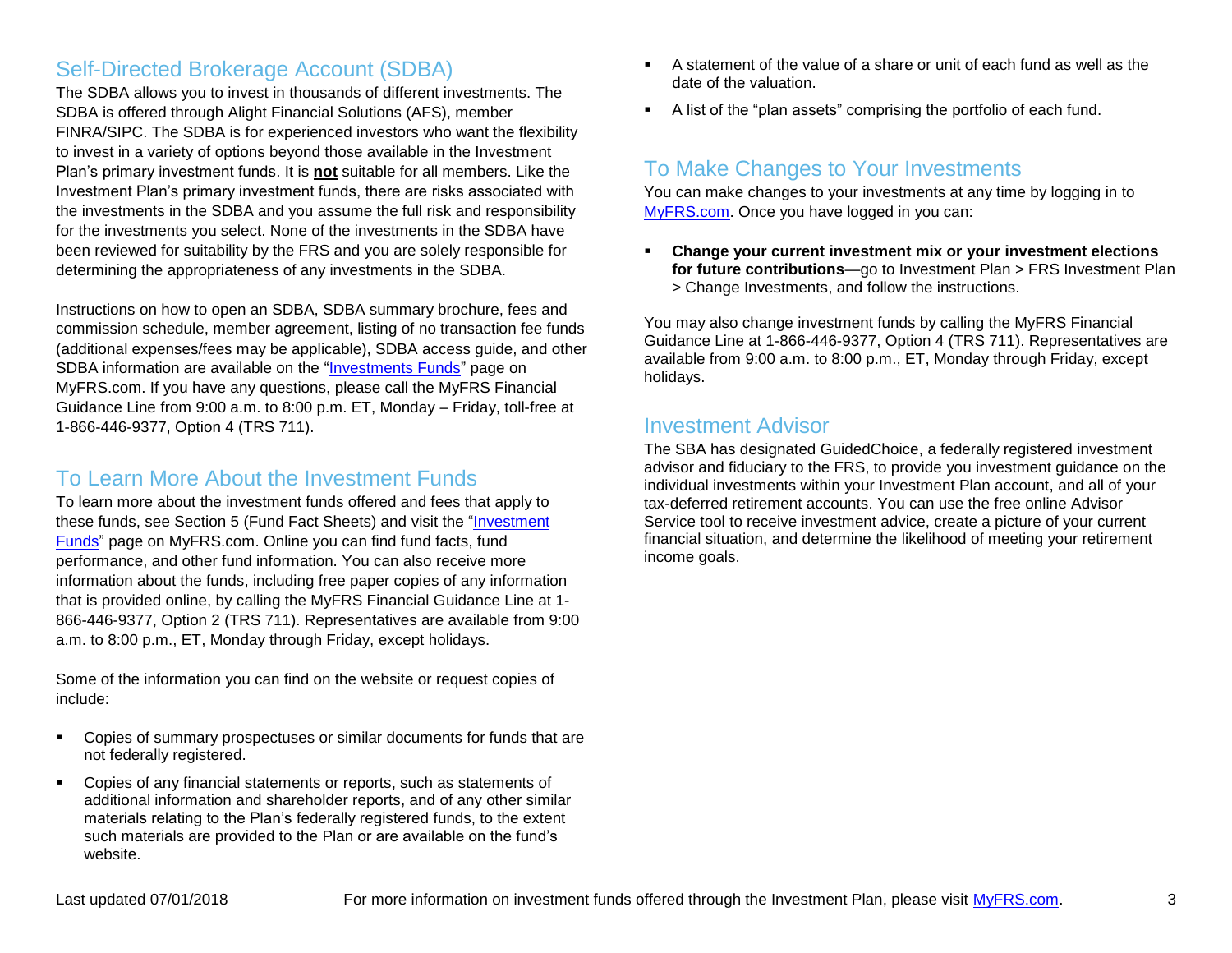## Self-Directed Brokerage Account (SDBA)

The SDBA allows you to invest in thousands of different investments. The SDBA is offered through Alight Financial Solutions (AFS), member FINRA/SIPC. The SDBA is for experienced investors who want the flexibility to invest in a variety of options beyond those available in the Investment Plan's primary investment funds. It is **not** suitable for all members. Like the Investment Plan's primary investment funds, there are risks associated with the investments in the SDBA and you assume the full risk and responsibility for the investments you select. None of the investments in the SDBA have been reviewed for suitability by the FRS and you are solely responsible for determining the appropriateness of any investments in the SDBA.

Instructions on how to open an SDBA, SDBA summary brochure, fees and commission schedule, member agreement, listing of no transaction fee funds (additional expenses/fees may be applicable), SDBA access guide, and other SDBA information are available on the "Investments Funds" page on MyFRS.com. If you have any questions, please call the MyFRS Financial Guidance Line from 9:00 a.m. to 8:00 p.m. ET, Monday – Friday, toll-free at 1-866-446-9377, Option 4 (TRS 711).

## To Learn More About the Investment Funds

To learn more about the investment funds offered and fees that apply to these funds, see Section 5 (Fund Fact Sheets) and visit the "Investment Funds" page on MyFRS.com. Online you can find fund facts, fund performance, and other fund information. You can also receive more information about the funds, including free paper copies of any information that is provided online, by calling the MyFRS Financial Guidance Line at 1-866-446-9377, Option 2 (TRS 711). Representatives are available from 9:00 a.m. to 8:00 p.m., ET, Monday through Friday, except holidays.

Some of the information you can find on the website or request copies of include:

- Copies of summary prospectuses or similar documents for funds that are not federally registered.
- Copies of any financial statements or reports, such as statements of additional information and shareholder reports, and of any other similar materials relating to the Plan's federally registered funds, to the extent such materials are provided to the Plan or are available on the fund's website.
- A statement of the value of a share or unit of each fund as well as the date of the valuation.
- A list of the "plan assets" comprising the portfolio of each fund.

## To Make Changes to Your Investments

You can make changes to your investments at any time by logging in to MyFRS.com. Once you have logged in you can:

- **Change your current investment mix or your investment elections for future contributions**—go to Investment Plan > FRS Investment Plan > Change Investments, and follow the instructions.

You may also change investment funds by calling the MyFRS Financial Guidance Line at 1-866-446-9377, Option 4 (TRS 711). Representatives are available from 9:00 a.m. to 8:00 p.m., ET, Monday through Friday, except holidays.

## Investment Advisor

The SBA has designated GuidedChoice, a federally registered investment advisor and fiduciary to the FRS, to provide you investment guidance on the individual investments within your Investment Plan account, and all of your tax-deferred retirement accounts. You can use the free online Advisor Service tool to receive investment advice, create a picture of your current financial situation, and determine the likelihood of meeting your retirement income goals.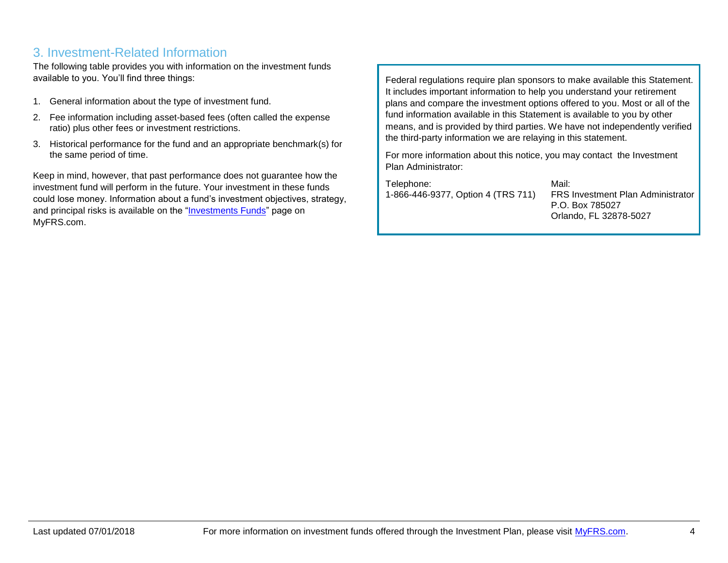## 3. Investment-Related Information

The following table provides you with information on the investment funds available to you. You'll find three things:

1. General information about the type of investment fund.
2. Fee information including asset-based fees (often called the expense ratio) plus other fees or investment restrictions.
3. Historical performance for the fund and an appropriate benchmark(s) for the same period of time.

Keep in mind, however, that past performance does not guarantee how the investment fund will perform in the future. Your investment in these funds could lose money. Information about a fund's investment objectives, strategy, and principal risks is available on the "Investments Funds" page on MyFRS.com.

Federal regulations require plan sponsors to make available this Statement. It includes important information to help you understand your retirement plans and compare the investment options offered to you. Most or all of the fund information available in this Statement is available to you by other means, and is provided by third parties. We have not independently verified the third-party information we are relaying in this statement.

For more information about this notice, you may contact the Investment Plan Administrator:

Telephone:
1-866-446-9377, Option 4 (TRS 711)

Mail:
FRS Investment Plan Administrator
P.O. Box 785027
Orlando, FL 32878-5027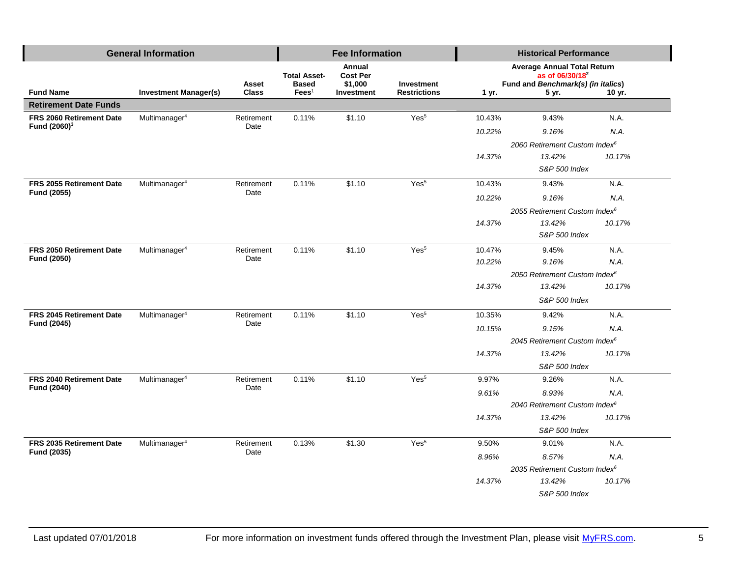| General Information | | | Fee Information | | | Historical Performance | | |
|---|---|---|---|---|---|---|---|---|
| **Fund Name** | **Investment Manager(s)** | **Asset Class** | **Total Asset-Based Fees**[1] | **Annual Cost Per $1,000 Investment** | **Investment Restrictions** | **Average Annual Total Return as of 06/30/18**[2] **Fund and *Benchmark(s) (in italics)*** **1 yr.** | **5 yr.** | **10 yr.** |
| **Retirement Date Funds** | | | | | | | | |
| **FRS 2060 Retirement Date Fund (2060)**[3] | Multimanager[4] | Retirement Date | 0.11% | $1.10 | Yes[5] | 10.43% | 9.43% | N.A. |
| | | | | | | *10.22%* | *9.16%* | *N.A.* |
| | | | | | | | *2060 Retirement Custom Index*[6] | |
| | | | | | | *14.37%* | *13.42%* | *10.17%* |
| | | | | | | | *S&P 500 Index* | |
| **FRS 2055 Retirement Date Fund (2055)** | Multimanager[4] | Retirement Date | 0.11% | $1.10 | Yes[5] | 10.43% | 9.43% | N.A. |
| | | | | | | *10.22%* | *9.16%* | *N.A.* |
| | | | | | | | *2055 Retirement Custom Index*[6] | |
| | | | | | | *14.37%* | *13.42%* | *10.17%* |
| | | | | | | | *S&P 500 Index* | |
| **FRS 2050 Retirement Date Fund (2050)** | Multimanager[4] | Retirement Date | 0.11% | $1.10 | Yes[5] | 10.47% | 9.45% | N.A. |
| | | | | | | *10.22%* | *9.16%* | *N.A.* |
| | | | | | | | *2050 Retirement Custom Index*[6] | |
| | | | | | | *14.37%* | *13.42%* | *10.17%* |
| | | | | | | | *S&P 500 Index* | |
| **FRS 2045 Retirement Date Fund (2045)** | Multimanager[4] | Retirement Date | 0.11% | $1.10 | Yes[5] | 10.35% | 9.42% | N.A. |
| | | | | | | *10.15%* | *9.15%* | *N.A.* |
| | | | | | | | *2045 Retirement Custom Index*[6] | |
| | | | | | | *14.37%* | *13.42%* | *10.17%* |
| | | | | | | | *S&P 500 Index* | |
| **FRS 2040 Retirement Date Fund (2040)** | Multimanager[4] | Retirement Date | 0.11% | $1.10 | Yes[5] | 9.97% | 9.26% | N.A. |
| | | | | | | *9.61%* | *8.93%* | *N.A.* |
| | | | | | | | *2040 Retirement Custom Index*[6] | |
| | | | | | | *14.37%* | *13.42%* | *10.17%* |
| | | | | | | | *S&P 500 Index* | |
| **FRS 2035 Retirement Date Fund (2035)** | Multimanager[4] | Retirement Date | 0.13% | $1.30 | Yes[5] | 9.50% | 9.01% | N.A. |
| | | | | | | *8.96%* | *8.57%* | *N.A.* |
| | | | | | | | *2035 Retirement Custom Index*[6] | |
| | | | | | | *14.37%* | *13.42%* | *10.17%* |
| | | | | | | | *S&P 500 Index* | |

Last updated 07/01/2018 — For more information on investment funds offered through the Investment Plan, please visit [MyFRS.com](http://MyFRS.com).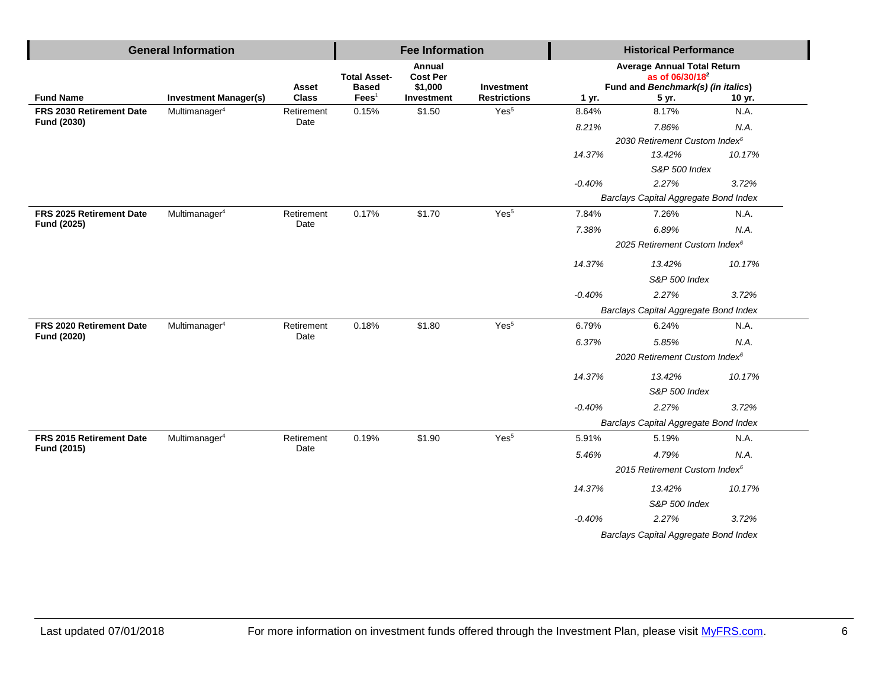| General Information | | | Fee Information | | | Historical Performance | | |
|---|---|---|---|---|---|---|---|---|
| | | | | | | Average Annual Total Return as of 06/30/18[2] Fund and *Benchmark(s) (in italics)* | | |
| **Fund Name** | **Investment Manager(s)** | **Asset Class** | **Total Asset-Based Fees**[1] | **Annual Cost Per $1,000 Investment** | **Investment Restrictions** | **1 yr.** | **5 yr.** | **10 yr.** |
| **FRS 2030 Retirement Date Fund (2030)** | Multimanager[4] | Retirement Date | 0.15% | $1.50 | Yes[5] | 8.64% | 8.17% | N.A. |
| | | | | | | *8.21%* | *7.86%* | *N.A.* |
| | | | | | | *2030 Retirement Custom Index*[6] | | |
| | | | | | | *14.37%* | *13.42%* | *10.17%* |
| | | | | | | *S&P 500 Index* | | |
| | | | | | | *-0.40%* | *2.27%* | *3.72%* |
| | | | | | | *Barclays Capital Aggregate Bond Index* | | |
| **FRS 2025 Retirement Date Fund (2025)** | Multimanager[4] | Retirement Date | 0.17% | $1.70 | Yes[5] | 7.84% | 7.26% | N.A. |
| | | | | | | *7.38%* | *6.89%* | *N.A.* |
| | | | | | | *2025 Retirement Custom Index*[6] | | |
| | | | | | | *14.37%* | *13.42%* | *10.17%* |
| | | | | | | *S&P 500 Index* | | |
| | | | | | | *-0.40%* | *2.27%* | *3.72%* |
| | | | | | | *Barclays Capital Aggregate Bond Index* | | |
| **FRS 2020 Retirement Date Fund (2020)** | Multimanager[4] | Retirement Date | 0.18% | $1.80 | Yes[5] | 6.79% | 6.24% | N.A. |
| | | | | | | *6.37%* | *5.85%* | *N.A.* |
| | | | | | | *2020 Retirement Custom Index*[6] | | |
| | | | | | | *14.37%* | *13.42%* | *10.17%* |
| | | | | | | *S&P 500 Index* | | |
| | | | | | | *-0.40%* | *2.27%* | *3.72%* |
| | | | | | | *Barclays Capital Aggregate Bond Index* | | |
| **FRS 2015 Retirement Date Fund (2015)** | Multimanager[4] | Retirement Date | 0.19% | $1.90 | Yes[5] | 5.91% | 5.19% | N.A. |
| | | | | | | *5.46%* | *4.79%* | *N.A.* |
| | | | | | | *2015 Retirement Custom Index*[6] | | |
| | | | | | | *14.37%* | *13.42%* | *10.17%* |
| | | | | | | *S&P 500 Index* | | |
| | | | | | | *-0.40%* | *2.27%* | *3.72%* |
| | | | | | | *Barclays Capital Aggregate Bond Index* | | |

Last updated 07/01/2018 For more information on investment funds offered through the Investment Plan, please visit MyFRS.com.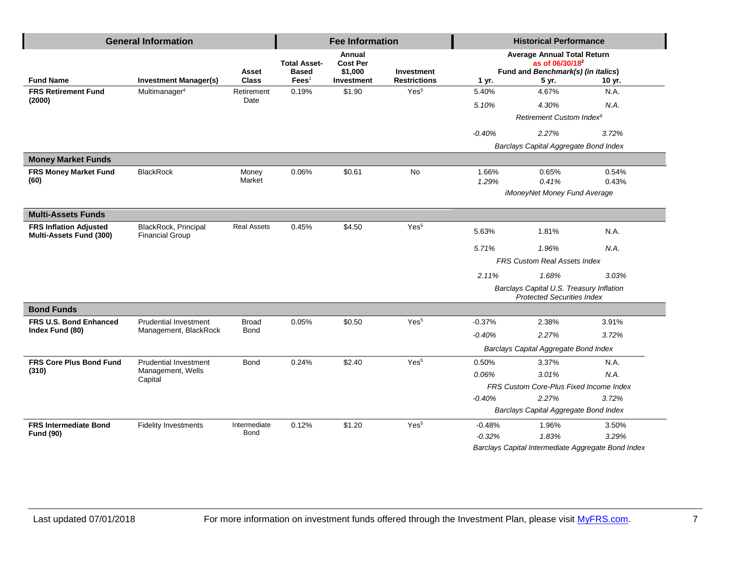| General Information | | | Fee Information | | | Historical Performance | | |
|---|---|---|---|---|---|---|---|---|
| | | | | | | Average Annual Total Return as of 06/30/18[2] Fund and *Benchmark(s) (in italics)* | | |
| **Fund Name** | **Investment Manager(s)** | **Asset Class** | **Total Asset-Based Fees**[1] | **Annual Cost Per $1,000 Investment** | **Investment Restrictions** | **1 yr.** | **5 yr.** | **10 yr.** |
| **FRS Retirement Fund (2000)** | Multimanager[4] | Retirement Date | 0.19% | $1.90 | Yes[5] | 5.40% | 4.67% | N.A. |
| | | | | | | *5.10%* | *4.30%* | *N.A.* |
| | | | | | | *Retirement Custom Index*[6] | | |
| | | | | | | *-0.40%* | *2.27%* | *3.72%* |
| | | | | | | *Barclays Capital Aggregate Bond Index* | | |
| **Money Market Funds** | | | | | | | | |
| **FRS Money Market Fund (60)** | BlackRock | Money Market | 0.06% | $0.61 | No | 1.66% | 0.65% | 0.54% |
| | | | | | | *1.29%* | *0.41%* | 0.43% |
| | | | | | | *iMoneyNet Money Fund Average* | | |
| **Multi-Assets Funds** | | | | | | | | |
| **FRS Inflation Adjusted Multi-Assets Fund (300)** | BlackRock, Principal Financial Group | Real Assets | 0.45% | $4.50 | Yes[5] | 5.63% | 1.81% | N.A. |
| | | | | | | *5.71%* | *1.96%* | *N.A.* |
| | | | | | | *FRS Custom Real Assets Index* | | |
| | | | | | | *2.11%* | *1.68%* | *3.03%* |
| | | | | | | *Barclays Capital U.S. Treasury Inflation Protected Securities Index* | | |
| **Bond Funds** | | | | | | | | |
| **FRS U.S. Bond Enhanced Index Fund (80)** | Prudential Investment Management, BlackRock | Broad Bond | 0.05% | $0.50 | Yes[5] | -0.37% | 2.38% | 3.91% |
| | | | | | | *-0.40%* | *2.27%* | *3.72%* |
| | | | | | | *Barclays Capital Aggregate Bond Index* | | |
| **FRS Core Plus Bond Fund (310)** | Prudential Investment Management, Wells Capital | Bond | 0.24% | $2.40 | Yes[5] | 0.50% | 3.37% | N.A. |
| | | | | | | *0.06%* | *3.01%* | *N.A.* |
| | | | | | | *FRS Custom Core-Plus Fixed Income Index* | | |
| | | | | | | *-0.40%* | *2.27%* | *3.72%* |
| | | | | | | *Barclays Capital Aggregate Bond Index* | | |
| **FRS Intermediate Bond Fund (90)** | Fidelity Investments | Intermediate Bond | 0.12% | $1.20 | Yes[5] | -0.48% | 1.96% | 3.50% |
| | | | | | | *-0.32%* | *1.83%* | *3.29%* |
| | | | | | | *Barclays Capital Intermediate Aggregate Bond Index* | | |

Last updated 07/01/2018 For more information on investment funds offered through the Investment Plan, please visit MyFRS.com.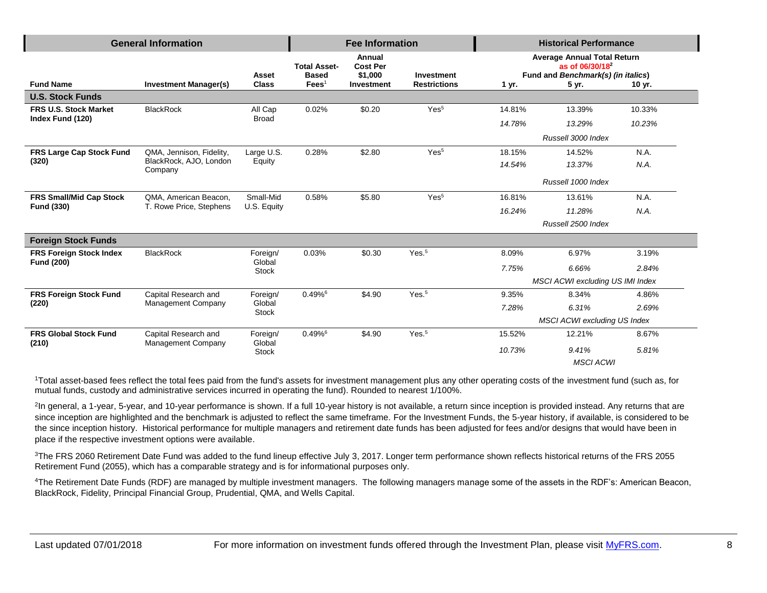| General Information | | | Fee Information | | | Historical Performance | | |
|---|---|---|---|---|---|---|---|---|
| | | | | | | Average Annual Total Return as of 06/30/18[2] Fund and *Benchmark(s) (in italics)* | | |
| **Fund Name** | **Investment Manager(s)** | **Asset Class** | **Total Asset-Based Fees[1]** | **Annual Cost Per $1,000 Investment** | **Investment Restrictions** | **1 yr.** | **5 yr.** | **10 yr.** |
| **U.S. Stock Funds** | | | | | | | | |
| **FRS U.S. Stock Market Index Fund (120)** | BlackRock | All Cap Broad | 0.02% | $0.20 | Yes[5] | 14.81% | 13.39% | 10.33% |
| | | | | | | *14.78%* | *13.29%* | *10.23%* |
| | | | | | | | *Russell 3000 Index* | |
| **FRS Large Cap Stock Fund (320)** | QMA, Jennison, Fidelity, BlackRock, AJO, London Company | Large U.S. Equity | 0.28% | $2.80 | Yes[5] | 18.15% | 14.52% | N.A. |
| | | | | | | *14.54%* | *13.37%* | *N.A.* |
| | | | | | | | *Russell 1000 Index* | |
| **FRS Small/Mid Cap Stock Fund (330)** | QMA, American Beacon, T. Rowe Price, Stephens | Small-Mid U.S. Equity | 0.58% | $5.80 | Yes[5] | 16.81% | 13.61% | N.A. |
| | | | | | | *16.24%* | *11.28%* | *N.A.* |
| | | | | | | | *Russell 2500 Index* | |
| **Foreign Stock Funds** | | | | | | | | |
| **FRS Foreign Stock Index Fund (200)** | BlackRock | Foreign/ Global Stock | 0.03% | $0.30 | Yes.[5] | 8.09% | 6.97% | 3.19% |
| | | | | | | *7.75%* | *6.66%* | *2.84%* |
| | | | | | | | *MSCI ACWI excluding US IMI Index* | |
| **FRS Foreign Stock Fund (220)** | Capital Research and Management Company | Foreign/ Global Stock | 0.49%[6] | $4.90 | Yes.[5] | 9.35% | 8.34% | 4.86% |
| | | | | | | *7.28%* | *6.31%* | *2.69%* |
| | | | | | | | *MSCI ACWI excluding US Index* | |
| **FRS Global Stock Fund (210)** | Capital Research and Management Company | Foreign/ Global Stock | 0.49%[6] | $4.90 | Yes.[5] | 15.52% | 12.21% | 8.67% |
| | | | | | | *10.73%* | *9.41%* | *5.81%* |
| | | | | | | | *MSCI ACWI* | |

[1]Total asset-based fees reflect the total fees paid from the fund's assets for investment management plus any other operating costs of the investment fund (such as, for mutual funds, custody and administrative services incurred in operating the fund). Rounded to nearest 1/100%.

[2]In general, a 1-year, 5-year, and 10-year performance is shown. If a full 10-year history is not available, a return since inception is provided instead. Any returns that are since inception are highlighted and the benchmark is adjusted to reflect the same timeframe. For the Investment Funds, the 5-year history, if available, is considered to be the since inception history. Historical performance for multiple managers and retirement date funds has been adjusted for fees and/or designs that would have been in place if the respective investment options were available.

[3]The FRS 2060 Retirement Date Fund was added to the fund lineup effective July 3, 2017. Longer term performance shown reflects historical returns of the FRS 2055 Retirement Fund (2055), which has a comparable strategy and is for informational purposes only.

[4]The Retirement Date Funds (RDF) are managed by multiple investment managers. The following managers manage some of the assets in the RDF's: American Beacon, BlackRock, Fidelity, Principal Financial Group, Prudential, QMA, and Wells Capital.

Last updated 07/01/2018 For more information on investment funds offered through the Investment Plan, please visit MyFRS.com.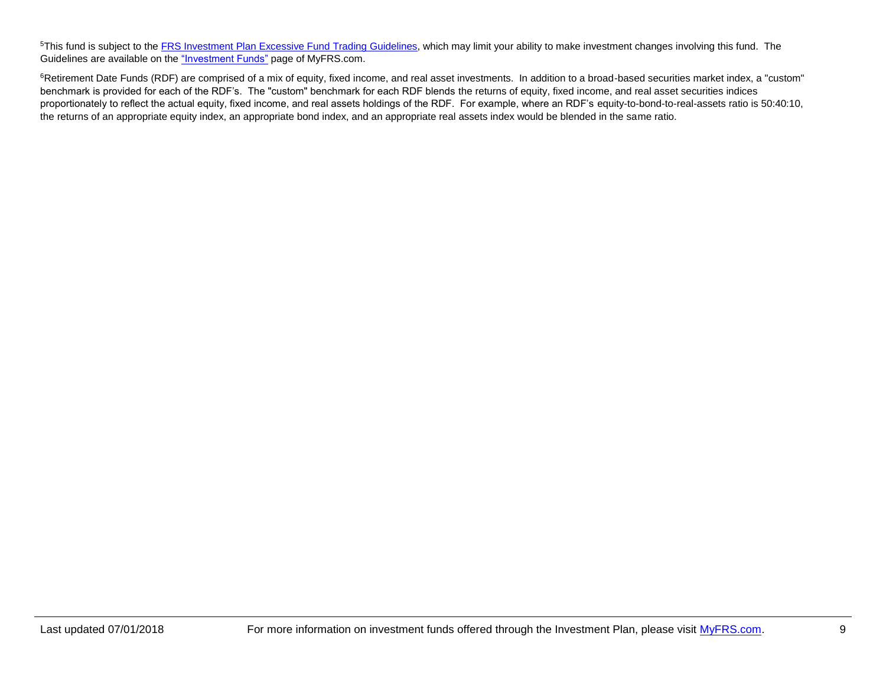[5]This fund is subject to the FRS Investment Plan Excessive Fund Trading Guidelines, which may limit your ability to make investment changes involving this fund. The Guidelines are available on the "Investment Funds" page of MyFRS.com.

[6]Retirement Date Funds (RDF) are comprised of a mix of equity, fixed income, and real asset investments. In addition to a broad-based securities market index, a "custom" benchmark is provided for each of the RDF's. The "custom" benchmark for each RDF blends the returns of equity, fixed income, and real asset securities indices proportionately to reflect the actual equity, fixed income, and real assets holdings of the RDF. For example, where an RDF's equity-to-bond-to-real-assets ratio is 50:40:10, the returns of an appropriate equity index, an appropriate bond index, and an appropriate real assets index would be blended in the same ratio.

Last updated 07/01/2018 For more information on investment funds offered through the Investment Plan, please visit MyFRS.com.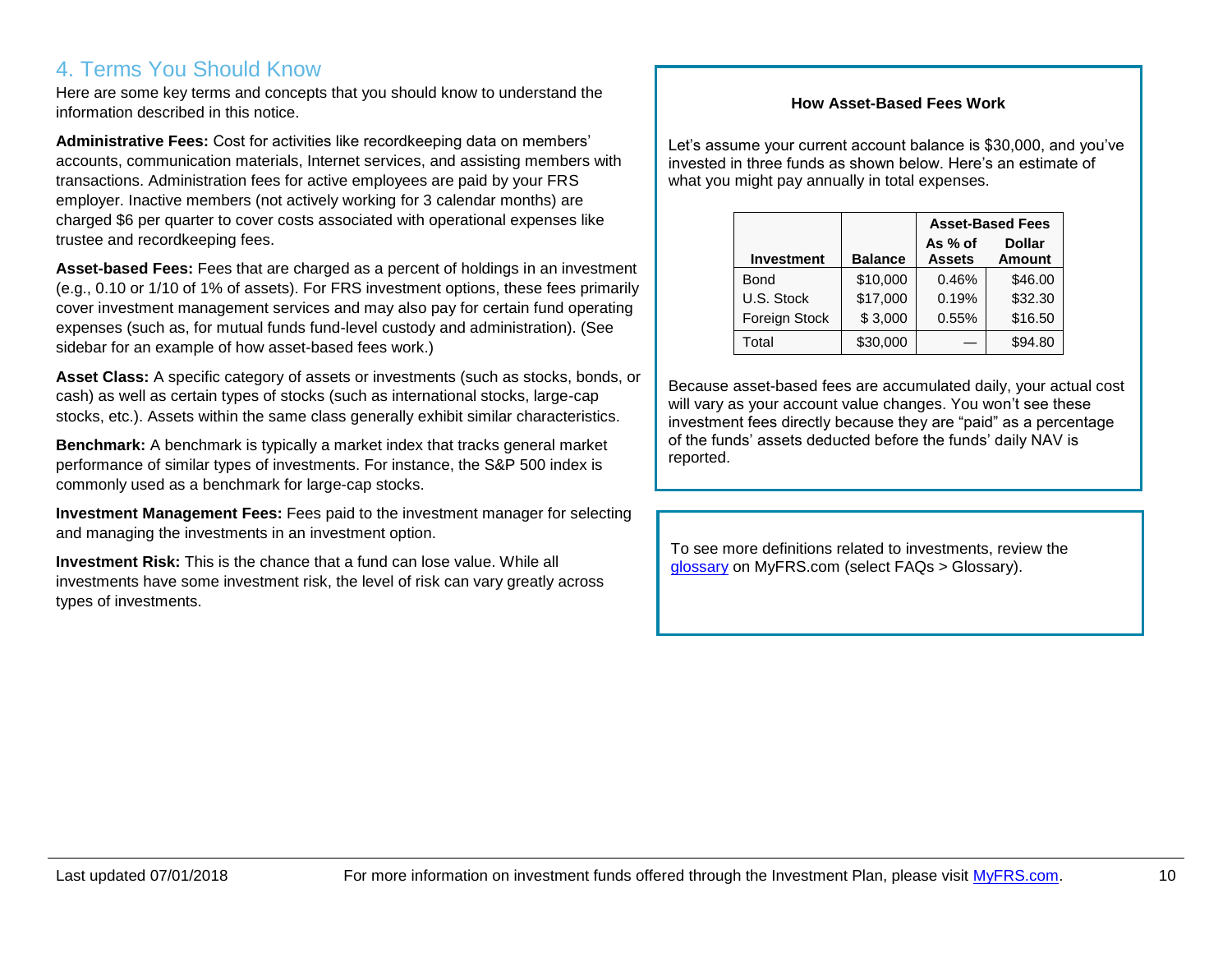## 4. Terms You Should Know

Here are some key terms and concepts that you should know to understand the information described in this notice.

**Administrative Fees:** Cost for activities like recordkeeping data on members' accounts, communication materials, Internet services, and assisting members with transactions. Administration fees for active employees are paid by your FRS employer. Inactive members (not actively working for 3 calendar months) are charged $6 per quarter to cover costs associated with operational expenses like trustee and recordkeeping fees.

**Asset-based Fees:** Fees that are charged as a percent of holdings in an investment (e.g., 0.10 or 1/10 of 1% of assets). For FRS investment options, these fees primarily cover investment management services and may also pay for certain fund operating expenses (such as, for mutual funds fund-level custody and administration). (See sidebar for an example of how asset-based fees work.)

**Asset Class:** A specific category of assets or investments (such as stocks, bonds, or cash) as well as certain types of stocks (such as international stocks, large-cap stocks, etc.). Assets within the same class generally exhibit similar characteristics.

**Benchmark:** A benchmark is typically a market index that tracks general market performance of similar types of investments. For instance, the S&P 500 index is commonly used as a benchmark for large-cap stocks.

**Investment Management Fees:** Fees paid to the investment manager for selecting and managing the investments in an investment option.

**Investment Risk:** This is the chance that a fund can lose value. While all investments have some investment risk, the level of risk can vary greatly across types of investments.

**How Asset-Based Fees Work**

Let's assume your current account balance is $30,000, and you've invested in three funds as shown below. Here's an estimate of what you might pay annually in total expenses.

| | | Asset-Based Fees | |
|---|---|---|---|
| **Investment** | **Balance** | **As % of Assets** | **Dollar Amount** |
| Bond | $10,000 | 0.46% | $46.00 |
| U.S. Stock | $17,000 | 0.19% | $32.30 |
| Foreign Stock | $ 3,000 | 0.55% | $16.50 |
| Total | $30,000 | — | $94.80 |

Because asset-based fees are accumulated daily, your actual cost will vary as your account value changes. You won't see these investment fees directly because they are "paid" as a percentage of the funds' assets deducted before the funds' daily NAV is reported.

To see more definitions related to investments, review the glossary on MyFRS.com (select FAQs > Glossary).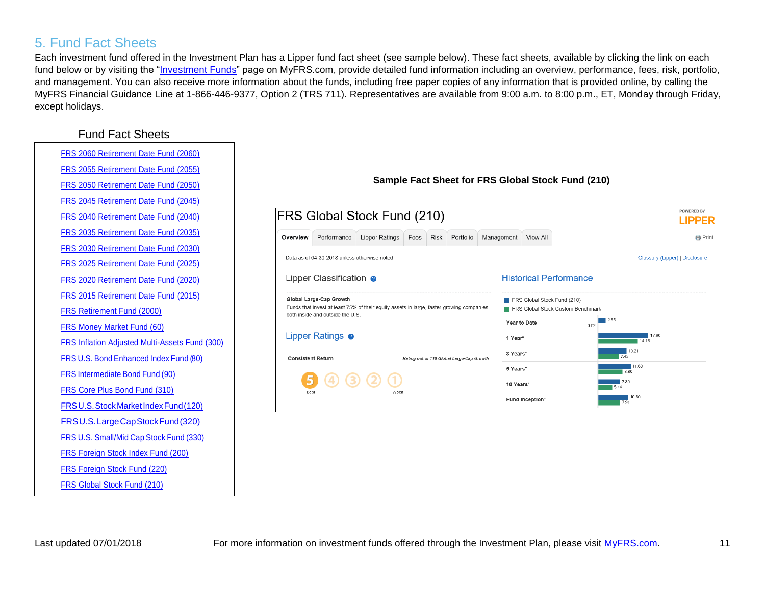## 5. Fund Fact Sheets

Each investment fund offered in the Investment Plan has a Lipper fund fact sheet (see sample below). These fact sheets, available by clicking the link on each fund below or by visiting the "Investment Funds" page on MyFRS.com, provide detailed fund information including an overview, performance, fees, risk, portfolio, and management. You can also receive more information about the funds, including free paper copies of any information that is provided online, by calling the MyFRS Financial Guidance Line at 1-866-446-9377, Option 2 (TRS 711). Representatives are available from 9:00 a.m. to 8:00 p.m., ET, Monday through Friday, except holidays.

### Fund Fact Sheets

- FRS 2060 Retirement Date Fund (2060)
- FRS 2055 Retirement Date Fund (2055)
- FRS 2050 Retirement Date Fund (2050)
- FRS 2045 Retirement Date Fund (2045)
- FRS 2040 Retirement Date Fund (2040)
- FRS 2035 Retirement Date Fund (2035)
- FRS 2030 Retirement Date Fund (2030)
- FRS 2025 Retirement Date Fund (2025)
- FRS 2020 Retirement Date Fund (2020)
- FRS 2015 Retirement Date Fund (2015)
- FRS Retirement Fund (2000)
- FRS Money Market Fund (60)
- FRS Inflation Adjusted Multi-Assets Fund (300)
- FRS U.S. Bond Enhanced Index Fund (80)
- FRS Intermediate Bond Fund (90)
- FRS Core Plus Bond Fund (310)
- FRS U.S. Stock Market Index Fund (120)
- FRS U.S. Large Cap Stock Fund (320)
- FRS U.S. Small/Mid Cap Stock Fund (330)
- FRS Foreign Stock Index Fund (200)
- FRS Foreign Stock Fund (220)
- FRS Global Stock Fund (210)

**Sample Fact Sheet for FRS Global Stock Fund (210)**

FRS Global Stock Fund (210)

POWERED BY LIPPER

Overview | Performance | Lipper Ratings | Fees | Risk | Portfolio | Management | View All

Print

Data as of 04-30-2018 unless otherwise noted

Glossary (Lipper) | Disclosure

**Lipper Classification**

**Global Large-Cap Growth**

Funds that invest at least 75% of their equity assets in large, faster-growing companies both inside and outside the U.S.

**Lipper Ratings**

Consistent Return

*Rating out of 118 Global Large-Cap Growth*

5 4 3 2 1

Best Worst

**Historical Performance**

FRS Global Stock Fund (210)

FRS Global Stock Custom Benchmark

Year to Date 2.85 -0.02

1 Year* 17.90 14.16

3 Years* 10.21 7.43

5 Years* 11.60 8.80

10 Years* 7.89 5.14

Fund Inception* 10.80 7.91

Last updated 07/01/2018 For more information on investment funds offered through the Investment Plan, please visit MyFRS.com.